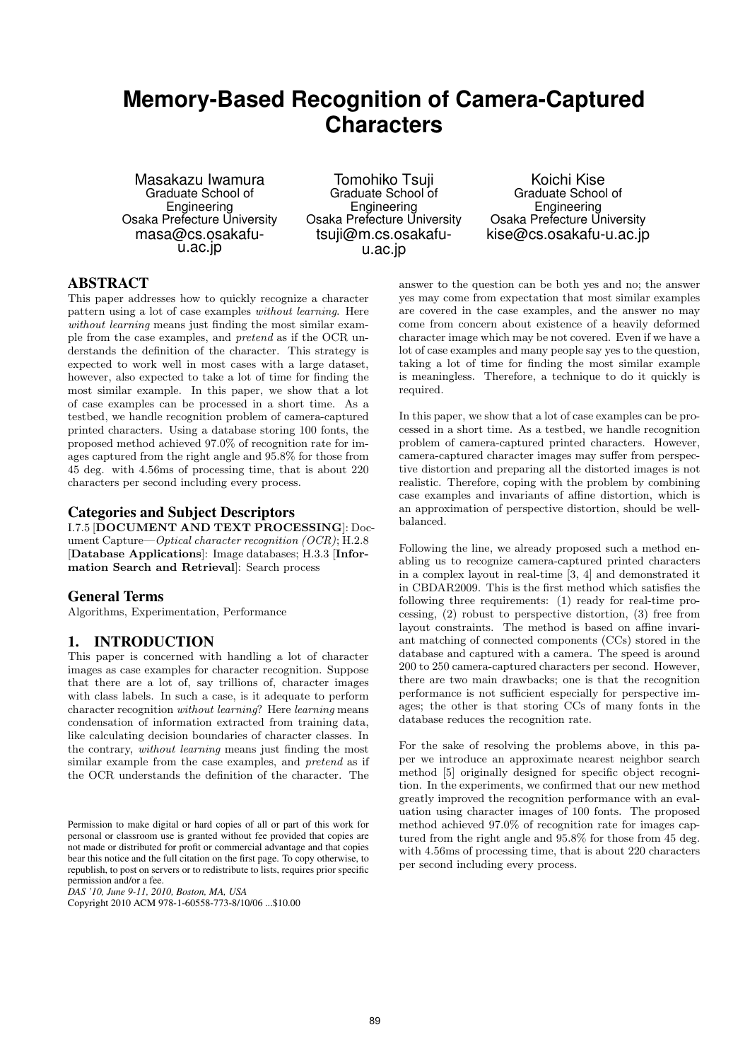# Memory-Based Recognition of Camera-Captured Characters

Masakazu Iwamura
Graduate School of Engineering
Osaka Prefecture University
masa@cs.osakafu-u.ac.jp

Tomohiko Tsuji
Graduate School of Engineering
Osaka Prefecture University
tsuji@m.cs.osakafu-u.ac.jp

Koichi Kise
Graduate School of Engineering
Osaka Prefecture University
kise@cs.osakafu-u.ac.jp

## ABSTRACT

This paper addresses how to quickly recognize a character pattern using a lot of case examples *without learning*. Here *without learning* means just finding the most similar example from the case examples, and *pretend* as if the OCR understands the definition of the character. This strategy is expected to work well in most cases with a large dataset, however, also expected to take a lot of time for finding the most similar example. In this paper, we show that a lot of case examples can be processed in a short time. As a testbed, we handle recognition problem of camera-captured printed characters. Using a database storing 100 fonts, the proposed method achieved 97.0% of recognition rate for images captured from the right angle and 95.8% for those from 45 deg. with 4.56ms of processing time, that is about 220 characters per second including every process.

## Categories and Subject Descriptors

I.7.5 [**DOCUMENT AND TEXT PROCESSING**]: Document Capture—*Optical character recognition (OCR)*; H.2.8 [**Database Applications**]: Image databases; H.3.3 [**Information Search and Retrieval**]: Search process

## General Terms

Algorithms, Experimentation, Performance

## 1. INTRODUCTION

This paper is concerned with handling a lot of character images as case examples for character recognition. Suppose that there are a lot of, say trillions of, character images with class labels. In such a case, is it adequate to perform character recognition *without learning*? Here *learning* means condensation of information extracted from training data, like calculating decision boundaries of character classes. In the contrary, *without learning* means just finding the most similar example from the case examples, and *pretend* as if the OCR understands the definition of the character. The answer to the question can be both yes and no; the answer yes may come from expectation that most similar examples are covered in the case examples, and the answer no may come from concern about existence of a heavily deformed character image which may be not covered. Even if we have a lot of case examples and many people say yes to the question, taking a lot of time for finding the most similar example is meaningless. Therefore, a technique to do it quickly is required.

In this paper, we show that a lot of case examples can be processed in a short time. As a testbed, we handle recognition problem of camera-captured printed characters. However, camera-captured character images may suffer from perspective distortion and preparing all the distorted images is not realistic. Therefore, coping with the problem by combining case examples and invariants of affine distortion, which is an approximation of perspective distortion, should be well-balanced.

Following the line, we already proposed such a method enabling us to recognize camera-captured printed characters in a complex layout in real-time [3, 4] and demonstrated it in CBDAR2009. This is the first method which satisfies the following three requirements: (1) ready for real-time processing, (2) robust to perspective distortion, (3) free from layout constraints. The method is based on affine invariant matching of connected components (CCs) stored in the database and captured with a camera. The speed is around 200 to 250 camera-captured characters per second. However, there are two main drawbacks; one is that the recognition performance is not sufficient especially for perspective images; the other is that storing CCs of many fonts in the database reduces the recognition rate.

For the sake of resolving the problems above, in this paper we introduce an approximate nearest neighbor search method [5] originally designed for specific object recognition. In the experiments, we confirmed that our new method greatly improved the recognition performance with an evaluation using character images of 100 fonts. The proposed method achieved 97.0% of recognition rate for images captured from the right angle and 95.8% for those from 45 deg. with 4.56ms of processing time, that is about 220 characters per second including every process.

Permission to make digital or hard copies of all or part of this work for personal or classroom use is granted without fee provided that copies are not made or distributed for profit or commercial advantage and that copies bear this notice and the full citation on the first page. To copy otherwise, to republish, to post on servers or to redistribute to lists, requires prior specific permission and/or a fee.
*DAS '10, June 9-11, 2010, Boston, MA, USA*
Copyright 2010 ACM 978-1-60558-773-8/10/06 ...$10.00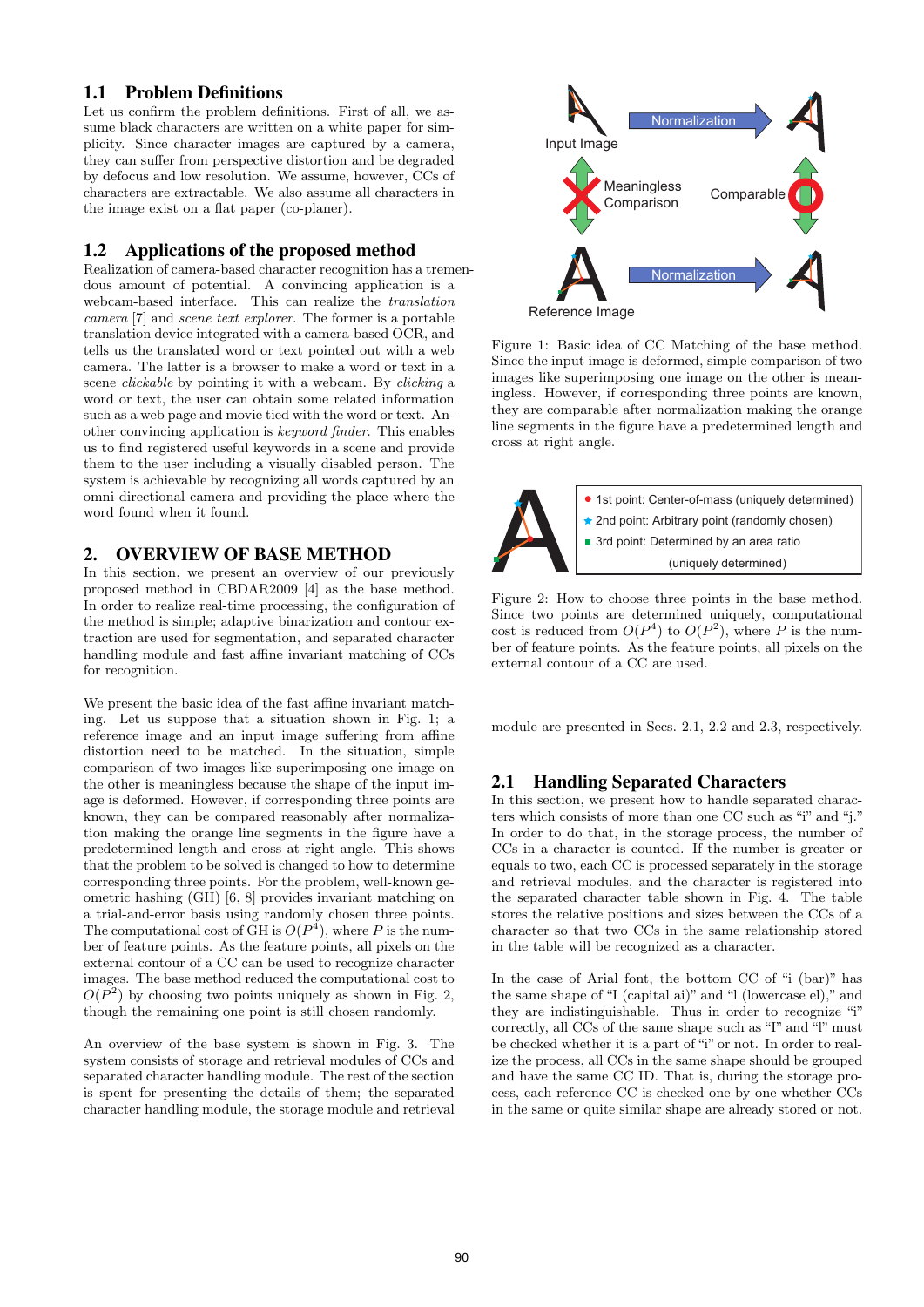## 1.1 Problem Definitions

Let us confirm the problem definitions. First of all, we assume black characters are written on a white paper for simplicity. Since character images are captured by a camera, they can suffer from perspective distortion and be degraded by defocus and low resolution. We assume, however, CCs of characters are extractable. We also assume all characters in the image exist on a flat paper (co-planer).

## 1.2 Applications of the proposed method

Realization of camera-based character recognition has a tremendous amount of potential. A convincing application is a webcam-based interface. This can realize the *translation camera* [7] and *scene text explorer*. The former is a portable translation device integrated with a camera-based OCR, and tells us the translated word or text pointed out with a web camera. The latter is a browser to make a word or text in a scene *clickable* by pointing it with a webcam. By *clicking* a word or text, the user can obtain some related information such as a web page and movie tied with the word or text. Another convincing application is *keyword finder*. This enables us to find registered useful keywords in a scene and provide them to the user including a visually disabled person. The system is achievable by recognizing all words captured by an omni-directional camera and providing the place where the word found when it found.

# 2. OVERVIEW OF BASE METHOD

In this section, we present an overview of our previously proposed method in CBDAR2009 [4] as the base method. In order to realize real-time processing, the configuration of the method is simple; adaptive binarization and contour extraction are used for segmentation, and separated character handling module and fast affine invariant matching of CCs for recognition.

We present the basic idea of the fast affine invariant matching. Let us suppose that a situation shown in Fig. 1; a reference image and an input image suffering from affine distortion need to be matched. In the situation, simple comparison of two images like superimposing one image on the other is meaningless because the shape of the input image is deformed. However, if corresponding three points are known, they can be compared reasonably after normalization making the orange line segments in the figure have a predetermined length and cross at right angle. This shows that the problem to be solved is changed to how to determine corresponding three points. For the problem, well-known geometric hashing (GH) [6, 8] provides invariant matching on a trial-and-error basis using randomly chosen three points. The computational cost of GH is $O(P^4)$, where $P$ is the number of feature points. As the feature points, all pixels on the external contour of a CC can be used to recognize character images. The base method reduced the computational cost to $O(P^2)$ by choosing two points uniquely as shown in Fig. 2, though the remaining one point is still chosen randomly.

An overview of the base system is shown in Fig. 3. The system consists of storage and retrieval modules of CCs and separated character handling module. The rest of the section is spent for presenting the details of them; the separated character handling module, the storage module and retrieval module are presented in Secs. 2.1, 2.2 and 2.3, respectively.

Input Image — Normalization → ; Meaningless Comparison ; Comparable ; Reference Image — Normalization →

Figure 1: Basic idea of CC Matching of the base method. Since the input image is deformed, simple comparison of two images like superimposing one image on the other is meaningless. However, if corresponding three points are known, they are comparable after normalization making the orange line segments in the figure have a predetermined length and cross at right angle.

- 1st point: Center-of-mass (uniquely determined)
- 2nd point: Arbitrary point (randomly chosen)
- 3rd point: Determined by an area ratio (uniquely determined)

Figure 2: How to choose three points in the base method. Since two points are determined uniquely, computational cost is reduced from $O(P^4)$ to $O(P^2)$, where $P$ is the number of feature points. As the feature points, all pixels on the external contour of a CC are used.

## 2.1 Handling Separated Characters

In this section, we present how to handle separated characters which consists of more than one CC such as "i" and "j." In order to do that, in the storage process, the number of CCs in a character is counted. If the number is greater or equals to two, each CC is processed separately in the storage and retrieval modules, and the character is registered into the separated character table shown in Fig. 4. The table stores the relative positions and sizes between the CCs of a character so that two CCs in the same relationship stored in the table will be recognized as a character.

In the case of Arial font, the bottom CC of "i (bar)" has the same shape of "I (capital ai)" and "l (lowercase el)," and they are indistinguishable. Thus in order to recognize "i" correctly, all CCs of the same shape such as "I" and "l" must be checked whether it is a part of "i" or not. In order to realize the process, all CCs in the same shape should be grouped and have the same CC ID. That is, during the storage process, each reference CC is checked one by one whether CCs in the same or quite similar shape are already stored or not.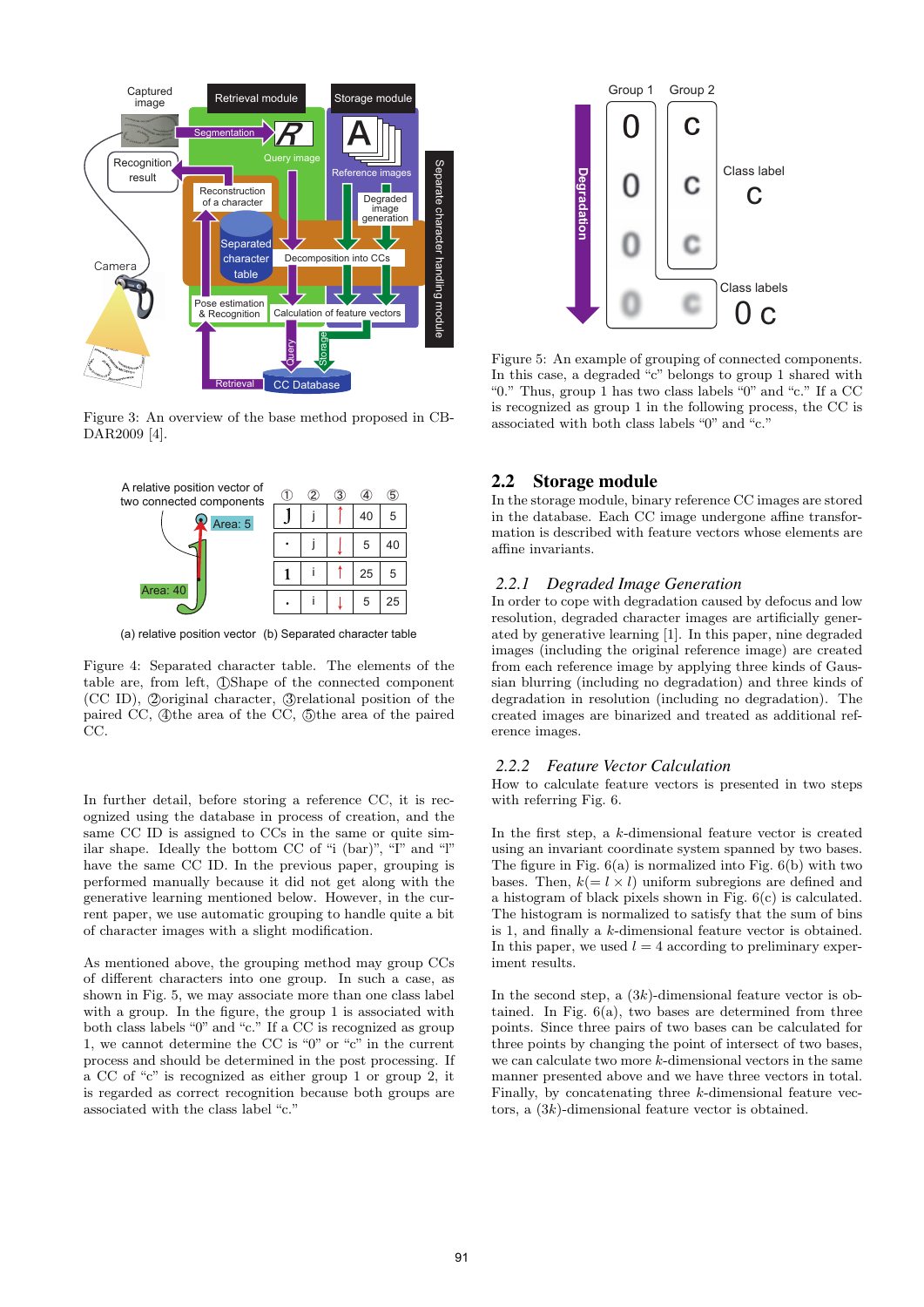Figure 3: An overview of the base method proposed in CBDAR2009 [4].

Figure 4: Separated character table. The elements of the table are, from left, ①Shape of the connected component (CC ID), ②original character, ③relational position of the paired CC, ④the area of the CC, ⑤the area of the paired CC.

In further detail, before storing a reference CC, it is recognized using the database in process of creation, and the same CC ID is assigned to CCs in the same or quite similar shape. Ideally the bottom CC of "i (bar)", "I" and "l" have the same CC ID. In the previous paper, grouping is performed manually because it did not get along with the generative learning mentioned below. However, in the current paper, we use automatic grouping to handle quite a bit of character images with a slight modification.

As mentioned above, the grouping method may group CCs of different characters into one group. In such a case, as shown in Fig. 5, we may associate more than one class label with a group. In the figure, the group 1 is associated with both class labels "0" and "c." If a CC is recognized as group 1, we cannot determine the CC is "0" or "c" in the current process and should be determined in the post processing. If a CC of "c" is recognized as either group 1 or group 2, it is regarded as correct recognition because both groups are associated with the class label "c."

Figure 5: An example of grouping of connected components. In this case, a degraded "c" belongs to group 1 shared with "0." Thus, group 1 has two class labels "0" and "c." If a CC is recognized as group 1 in the following process, the CC is associated with both class labels "0" and "c."

## 2.2 Storage module

In the storage module, binary reference CC images are stored in the database. Each CC image undergone affine transformation is described with feature vectors whose elements are affine invariants.

### 2.2.1 *Degraded Image Generation*

In order to cope with degradation caused by defocus and low resolution, degraded character images are artificially generated by generative learning [1]. In this paper, nine degraded images (including the original reference image) are created from each reference image by applying three kinds of Gaussian blurring (including no degradation) and three kinds of degradation in resolution (including no degradation). The created images are binarized and treated as additional reference images.

### 2.2.2 *Feature Vector Calculation*

How to calculate feature vectors is presented in two steps with referring Fig. 6.

In the first step, a $k$-dimensional feature vector is created using an invariant coordinate system spanned by two bases. The figure in Fig. 6(a) is normalized into Fig. 6(b) with two bases. Then, $k(= l \times l)$ uniform subregions are defined and a histogram of black pixels shown in Fig. 6(c) is calculated. The histogram is normalized to satisfy that the sum of bins is 1, and finally a $k$-dimensional feature vector is obtained. In this paper, we used $l = 4$ according to preliminary experiment results.

In the second step, a $(3k)$-dimensional feature vector is obtained. In Fig. 6(a), two bases are determined from three points. Since three pairs of two bases can be calculated for three points by changing the point of intersect of two bases, we can calculate two more $k$-dimensional vectors in the same manner presented above and we have three vectors in total. Finally, by concatenating three $k$-dimensional feature vectors, a $(3k)$-dimensional feature vector is obtained.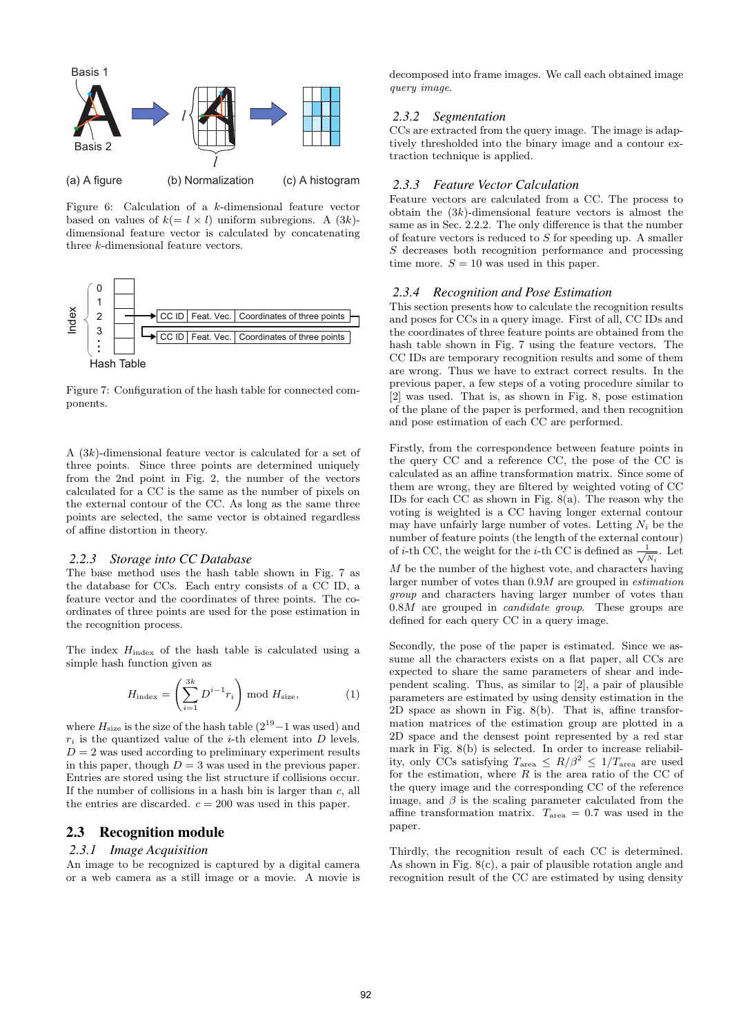Figure 6: Calculation of a $k$-dimensional feature vector based on values of $k(= l \times l)$ uniform subregions. A $(3k)$-dimensional feature vector is calculated by concatenating three $k$-dimensional feature vectors.

Figure 7: Configuration of the hash table for connected components.

A $(3k)$-dimensional feature vector is calculated for a set of three points. Since three points are determined uniquely from the 2nd point in Fig. 2, the number of the vectors calculated for a CC is the same as the number of pixels on the external contour of the CC. As long as the same three points are selected, the same vector is obtained regardless of affine distortion in theory.

### 2.2.3 *Storage into CC Database*

The base method uses the hash table shown in Fig. 7 as the database for CCs. Each entry consists of a CC ID, a feature vector and the coordinates of three points. The coordinates of three points are used for the pose estimation in the recognition process.

The index $H_{\text{index}}$ of the hash table is calculated using a simple hash function given as

$$H_{\text{index}} = \left( \sum_{i=1}^{3k} D^{i-1} r_i \right) \bmod H_{\text{size}}, \tag{1}$$

where $H_{\text{size}}$ is the size of the hash table ($2^{19}-1$ was used) and $r_i$ is the quantized value of the $i$-th element into $D$ levels. $D = 2$ was used according to preliminary experiment results in this paper, though $D = 3$ was used in the previous paper. Entries are stored using the list structure if collisions occur. If the number of collisions in a hash bin is larger than $c$, all the entries are discarded. $c = 200$ was used in this paper.

## 2.3 Recognition module

### 2.3.1 *Image Acquisition*

An image to be recognized is captured by a digital camera or a web camera as a still image or a movie. A movie is decomposed into frame images. We call each obtained image *query image*.

### 2.3.2 *Segmentation*

CCs are extracted from the query image. The image is adaptively thresholded into the binary image and a contour extraction technique is applied.

### 2.3.3 *Feature Vector Calculation*

Feature vectors are calculated from a CC. The process to obtain the $(3k)$-dimensional feature vectors is almost the same as in Sec. 2.2.2. The only difference is that the number of feature vectors is reduced to $S$ for speeding up. A smaller $S$ decreases both recognition performance and processing time more. $S = 10$ was used in this paper.

### 2.3.4 *Recognition and Pose Estimation*

This section presents how to calculate the recognition results and poses for CCs in a query image. First of all, CC IDs and the coordinates of three feature points are obtained from the hash table shown in Fig. 7 using the feature vectors. The CC IDs are temporary recognition results and some of them are wrong. Thus we have to extract correct results. In the previous paper, a few steps of a voting procedure similar to [2] was used. That is, as shown in Fig. 8, pose estimation of the plane of the paper is performed, and then recognition and pose estimation of each CC are performed.

Firstly, from the correspondence between feature points in the query CC and a reference CC, the pose of the CC is calculated as an affine transformation matrix. Since some of them are wrong, they are filtered by weighted voting of CC IDs for each CC as shown in Fig. 8(a). The reason why the voting is weighted is a CC having longer external contour may have unfairly large number of votes. Letting $N_i$ be the number of feature points (the length of the external contour) of $i$-th CC, the weight for the $i$-th CC is defined as $\frac{1}{\sqrt{N_i}}$. Let $M$ be the number of the highest vote, and characters having larger number of votes than $0.9M$ are grouped in *estimation group* and characters having larger number of votes than $0.8M$ are grouped in *candidate group*. These groups are defined for each query CC in a query image.

Secondly, the pose of the paper is estimated. Since we assume all the characters exists on a flat paper, all CCs are expected to share the same parameters of shear and independent scaling. Thus, as similar to [2], a pair of plausible parameters are estimated by using density estimation in the 2D space as shown in Fig. 8(b). That is, affine transformation matrices of the estimation group are plotted in a 2D space and the densest point represented by a red star mark in Fig. 8(b) is selected. In order to increase reliability, only CCs satisfying $T_{\text{area}} \leq R/\beta^2 \leq 1/T_{\text{area}}$ are used for the estimation, where $R$ is the area ratio of the CC of the query image and the corresponding CC of the reference image, and $\beta$ is the scaling parameter calculated from the affine transformation matrix. $T_{\text{area}} = 0.7$ was used in the paper.

Thirdly, the recognition result of each CC is determined. As shown in Fig. 8(c), a pair of plausible rotation angle and recognition result of the CC are estimated by using density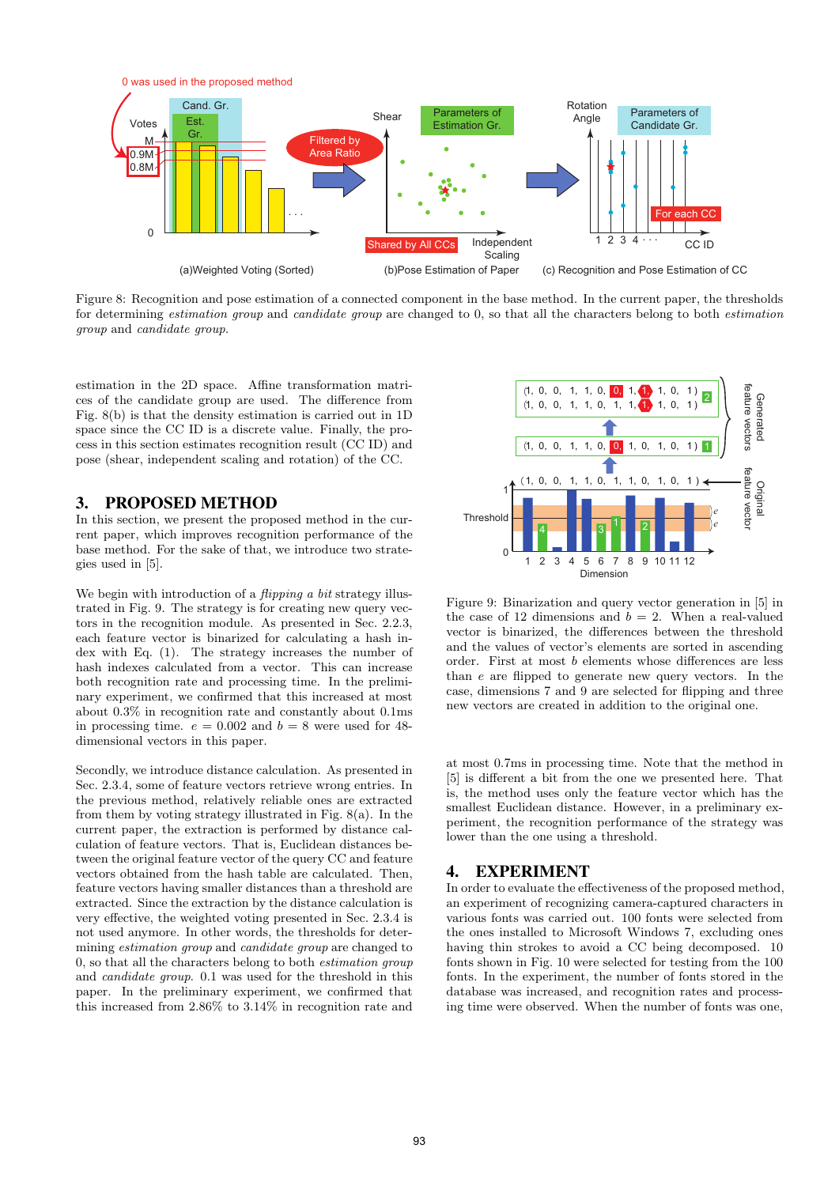Figure 8: Recognition and pose estimation of a connected component in the base method. In the current paper, the thresholds for determining *estimation group* and *candidate group* are changed to 0, so that all the characters belong to both *estimation group* and *candidate group*.

estimation in the 2D space. Affine transformation matrices of the candidate group are used. The difference from Fig. 8(b) is that the density estimation is carried out in 1D space since the CC ID is a discrete value. Finally, the process in this section estimates recognition result (CC ID) and pose (shear, independent scaling and rotation) of the CC.

## 3. PROPOSED METHOD

In this section, we present the proposed method in the current paper, which improves recognition performance of the base method. For the sake of that, we introduce two strategies used in [5].

We begin with introduction of a *flipping a bit* strategy illustrated in Fig. 9. The strategy is for creating new query vectors in the recognition module. As presented in Sec. 2.2.3, each feature vector is binarized for calculating a hash index with Eq. (1). The strategy increases the number of hash indexes calculated from a vector. This can increase both recognition rate and processing time. In the preliminary experiment, we confirmed that this increased at most about 0.3% in recognition rate and constantly about 0.1ms in processing time. $e = 0.002$ and $b = 8$ were used for 48-dimensional vectors in this paper.

Secondly, we introduce distance calculation. As presented in Sec. 2.3.4, some of feature vectors retrieve wrong entries. In the previous method, relatively reliable ones are extracted from them by voting strategy illustrated in Fig. 8(a). In the current paper, the extraction is performed by distance calculation of feature vectors. That is, Euclidean distances between the original feature vector of the query CC and feature vectors obtained from the hash table are calculated. Then, feature vectors having smaller distances than a threshold are extracted. Since the extraction by the distance calculation is very effective, the weighted voting presented in Sec. 2.3.4 is not used anymore. In other words, the thresholds for determining *estimation group* and *candidate group* are changed to 0, so that all the characters belong to both *estimation group* and *candidate group*. 0.1 was used for the threshold in this paper. In the preliminary experiment, we confirmed that this increased from 2.86% to 3.14% in recognition rate and at most 0.7ms in processing time. Note that the method in [5] is different a bit from the one we presented here. That is, the method uses only the feature vector which has the smallest Euclidean distance. However, in a preliminary experiment, the recognition performance of the strategy was lower than the one using a threshold.

Figure 9: Binarization and query vector generation in [5] in the case of 12 dimensions and $b = 2$. When a real-valued vector is binarized, the differences between the threshold and the values of vector's elements are sorted in ascending order. First at most $b$ elements whose differences are less than $e$ are flipped to generate new query vectors. In the case, dimensions 7 and 9 are selected for flipping and three new vectors are created in addition to the original one.

## 4. EXPERIMENT

In order to evaluate the effectiveness of the proposed method, an experiment of recognizing camera-captured characters in various fonts was carried out. 100 fonts were selected from the ones installed to Microsoft Windows 7, excluding ones having thin strokes to avoid a CC being decomposed. 10 fonts shown in Fig. 10 were selected for testing from the 100 fonts. In the experiment, the number of fonts stored in the database was increased, and recognition rates and processing time were observed. When the number of fonts was one,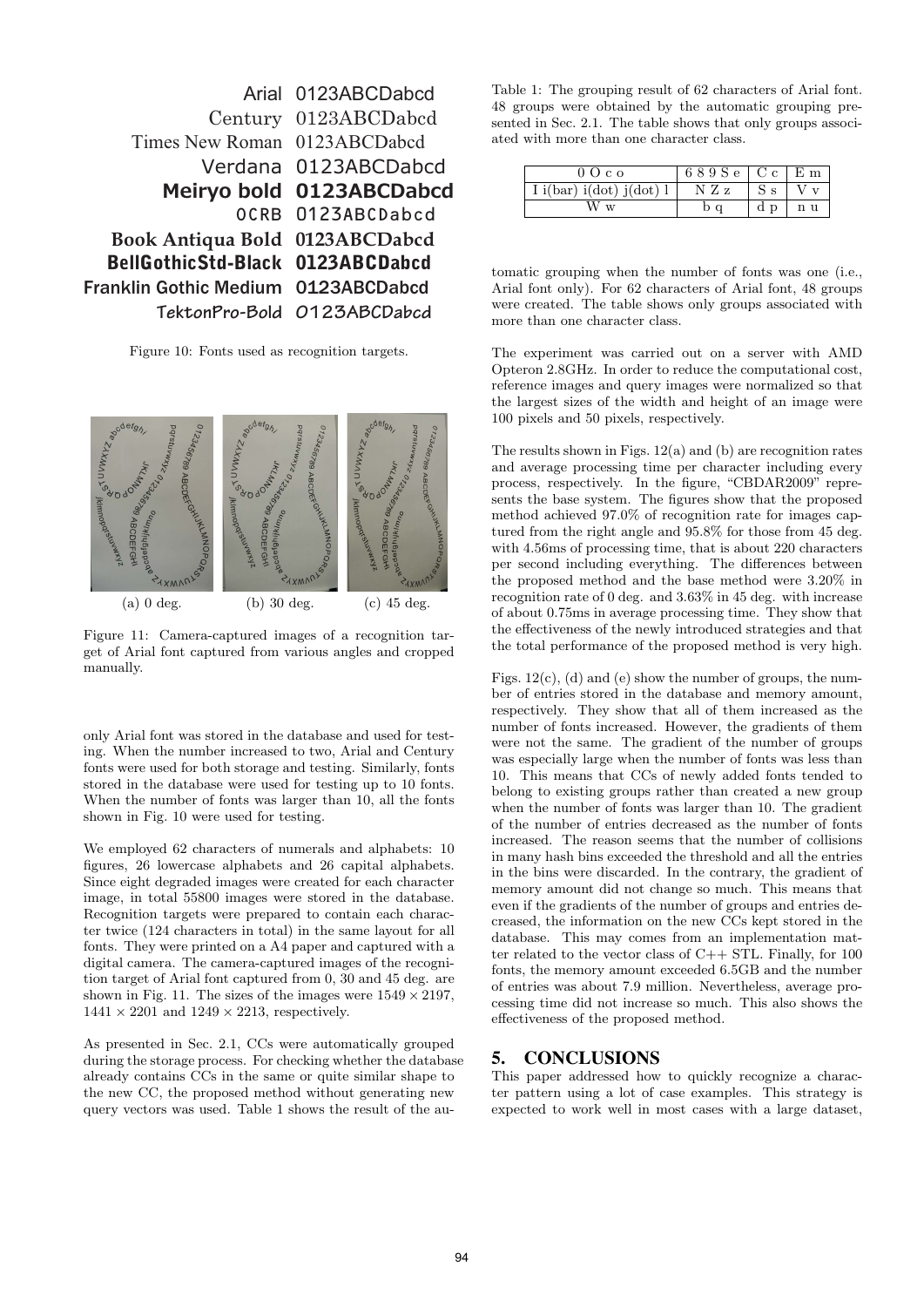Figure 10: Fonts used as recognition targets.

(a) 0 deg. (b) 30 deg. (c) 45 deg.

Figure 11: Camera-captured images of a recognition target of Arial font captured from various angles and cropped manually.

only Arial font was stored in the database and used for testing. When the number increased to two, Arial and Century fonts were used for both storage and testing. Similarly, fonts stored in the database were used for testing up to 10 fonts. When the number of fonts was larger than 10, all the fonts shown in Fig. 10 were used for testing.

We employed 62 characters of numerals and alphabets: 10 figures, 26 lowercase alphabets and 26 capital alphabets. Since eight degraded images were created for each character image, in total 55800 images were stored in the database. Recognition targets were prepared to contain each character twice (124 characters in total) in the same layout for all fonts. They were printed on a A4 paper and captured with a digital camera. The camera-captured images of the recognition target of Arial font captured from 0, 30 and 45 deg. are shown in Fig. 11. The sizes of the images were $1549 \times 2197$, $1441 \times 2201$ and $1249 \times 2213$, respectively.

As presented in Sec. 2.1, CCs were automatically grouped during the storage process. For checking whether the database already contains CCs in the same or quite similar shape to the new CC, the proposed method without generating new query vectors was used. Table 1 shows the result of the automatic grouping when the number of fonts was one (i.e., Arial font only). For 62 characters of Arial font, 48 groups were created. The table shows only groups associated with more than one character class.

Table 1: The grouping result of 62 characters of Arial font. 48 groups were obtained by the automatic grouping presented in Sec. 2.1. The table shows that only groups associated with more than one character class.

| 0 O c o | 6 8 9 S e | C c | E m |
|---|---|---|---|
| I i(bar) i(dot) j(dot) l | N Z z | S s | V v |
| W w | b q | d p | n u |

The experiment was carried out on a server with AMD Opteron 2.8GHz. In order to reduce the computational cost, reference images and query images were normalized so that the largest sizes of the width and height of an image were 100 pixels and 50 pixels, respectively.

The results shown in Figs. 12(a) and (b) are recognition rates and average processing time per character including every process, respectively. In the figure, "CBDAR2009" represents the base system. The figures show that the proposed method achieved 97.0% of recognition rate for images captured from the right angle and 95.8% for those from 45 deg. with 4.56ms of processing time, that is about 220 characters per second including everything. The differences between the proposed method and the base method were 3.20% in recognition rate of 0 deg. and 3.63% in 45 deg. with increase of about 0.75ms in average processing time. They show that the effectiveness of the newly introduced strategies and that the total performance of the proposed method is very high.

Figs. 12(c), (d) and (e) show the number of groups, the number of entries stored in the database and memory amount, respectively. They show that all of them increased as the number of fonts increased. However, the gradients of them were not the same. The gradient of the number of groups was especially large when the number of fonts was less than 10. This means that CCs of newly added fonts tended to belong to existing groups rather than created a new group when the number of fonts was larger than 10. The gradient of the number of entries decreased as the number of fonts increased. The reason seems that the number of collisions in many hash bins exceeded the threshold and all the entries in the bins were discarded. In the contrary, the gradient of memory amount did not change so much. This means that even if the gradients of the number of groups and entries decreased, the information on the new CCs kept stored in the database. This may comes from an implementation matter related to the vector class of C++ STL. Finally, for 100 fonts, the memory amount exceeded 6.5GB and the number of entries was about 7.9 million. Nevertheless, average processing time did not increase so much. This also shows the effectiveness of the proposed method.

## 5. CONCLUSIONS

This paper addressed how to quickly recognize a character pattern using a lot of case examples. This strategy is expected to work well in most cases with a large dataset,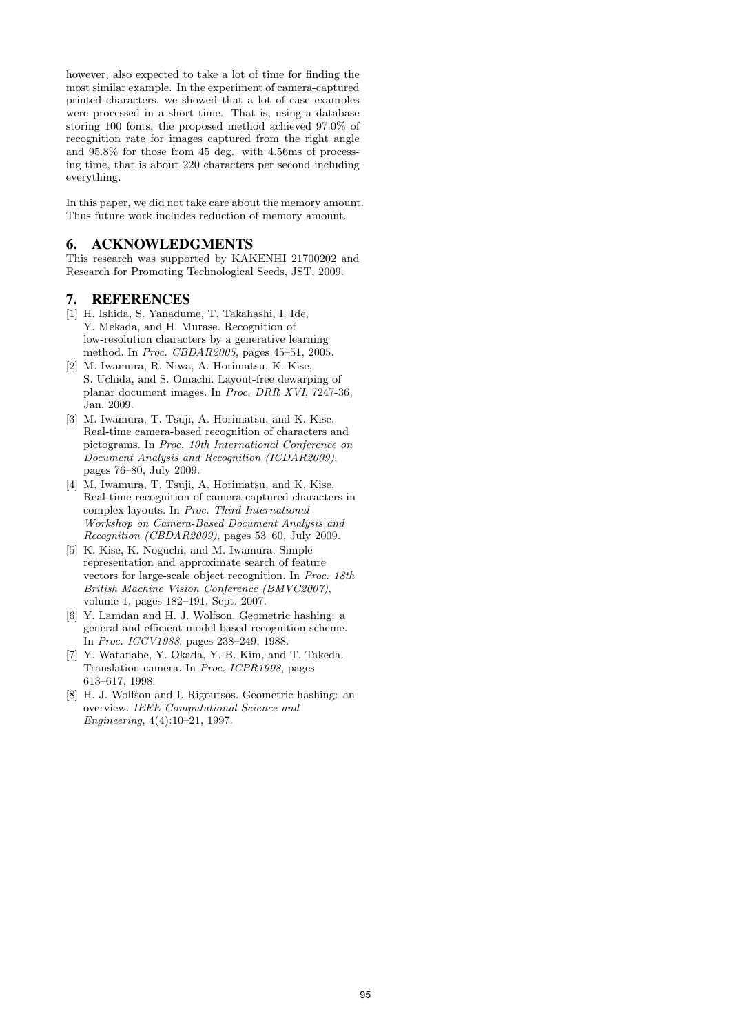however, also expected to take a lot of time for finding the most similar example. In the experiment of camera-captured printed characters, we showed that a lot of case examples were processed in a short time. That is, using a database storing 100 fonts, the proposed method achieved 97.0% of recognition rate for images captured from the right angle and 95.8% for those from 45 deg. with 4.56ms of processing time, that is about 220 characters per second including everything.

In this paper, we did not take care about the memory amount. Thus future work includes reduction of memory amount.

## 6. ACKNOWLEDGMENTS

This research was supported by KAKENHI 21700202 and Research for Promoting Technological Seeds, JST, 2009.

## 7. REFERENCES

[1] H. Ishida, S. Yanadume, T. Takahashi, I. Ide, Y. Mekada, and H. Murase. Recognition of low-resolution characters by a generative learning method. In *Proc. CBDAR2005*, pages 45–51, 2005.

[2] M. Iwamura, R. Niwa, A. Horimatsu, K. Kise, S. Uchida, and S. Omachi. Layout-free dewarping of planar document images. In *Proc. DRR XVI*, 7247-36, Jan. 2009.

[3] M. Iwamura, T. Tsuji, A. Horimatsu, and K. Kise. Real-time camera-based recognition of characters and pictograms. In *Proc. 10th International Conference on Document Analysis and Recognition (ICDAR2009)*, pages 76–80, July 2009.

[4] M. Iwamura, T. Tsuji, A. Horimatsu, and K. Kise. Real-time recognition of camera-captured characters in complex layouts. In *Proc. Third International Workshop on Camera-Based Document Analysis and Recognition (CBDAR2009)*, pages 53–60, July 2009.

[5] K. Kise, K. Noguchi, and M. Iwamura. Simple representation and approximate search of feature vectors for large-scale object recognition. In *Proc. 18th British Machine Vision Conference (BMVC2007)*, volume 1, pages 182–191, Sept. 2007.

[6] Y. Lamdan and H. J. Wolfson. Geometric hashing: a general and efficient model-based recognition scheme. In *Proc. ICCV1988*, pages 238–249, 1988.

[7] Y. Watanabe, Y. Okada, Y.-B. Kim, and T. Takeda. Translation camera. In *Proc. ICPR1998*, pages 613–617, 1998.

[8] H. J. Wolfson and I. Rigoutsos. Geometric hashing: an overview. *IEEE Computational Science and Engineering*, 4(4):10–21, 1997.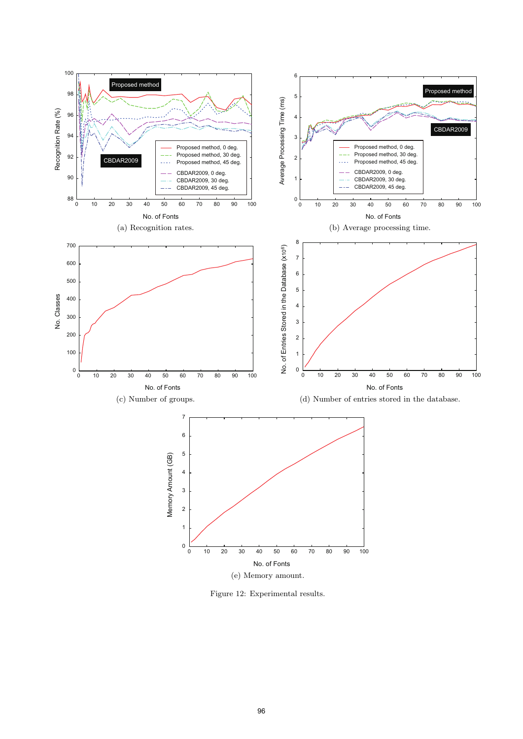Recognition Rate (%)

100
98
96
94
92
90
88

0 10 20 30 40 50 60 70 80 90 100

No. of Fonts

Proposed method

CBDAR2009

Proposed method, 0 deg.
Proposed method, 30 deg.
Proposed method, 45 deg.
CBDAR2009, 0 deg.
CBDAR2009, 30 deg.
CBDAR2009, 45 deg.

(a) Recognition rates.

Average Processing Time (ms)

6
5
4
3
2
1
0

0 10 20 30 40 50 60 70 80 90 100

No. of Fonts

Proposed method

CBDAR2009

Proposed method, 0 deg.
Proposed method, 30 deg.
Proposed method, 45 deg.
CBDAR2009, 0 deg.
CBDAR2009, 30 deg.
CBDAR2009, 45 deg.

(b) Average processing time.

No. Classes

700
600
500
400
300
200
100
0

0 10 20 30 40 50 60 70 80 90 100

No. of Fonts

(c) Number of groups.

No. of Entries Stored in the Database ($\times 10^6$)

8
7
6
5
4
3
2
1
0

0 10 20 30 40 50 60 70 80 90 100

No. of Fonts

(d) Number of entries stored in the database.

Memory Amount (GB)

7
6
5
4
3
2
1
0

0 10 20 30 40 50 60 70 80 90 100

No. of Fonts

(e) Memory amount.

Figure 12: Experimental results.